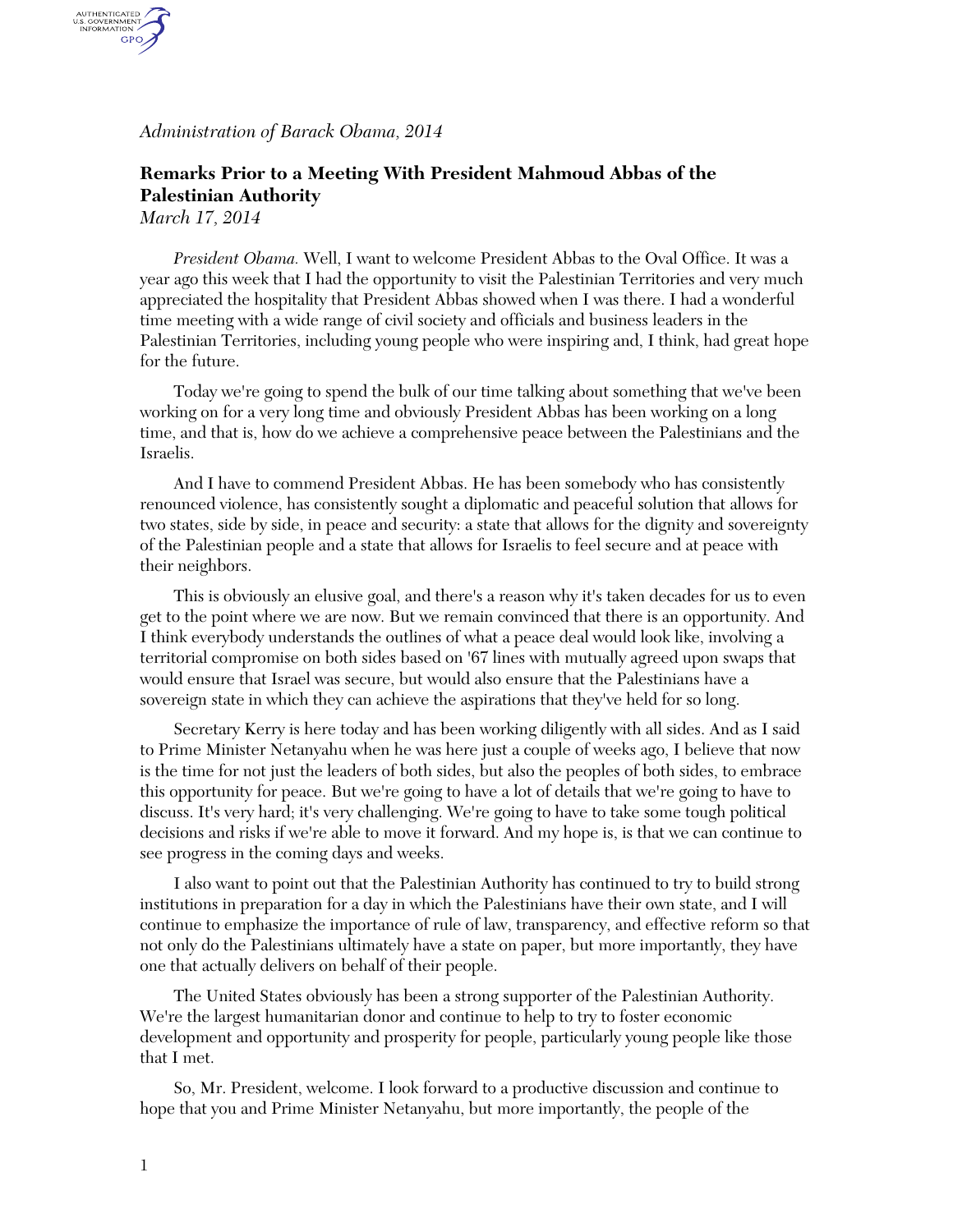*Administration of Barack Obama, 2014*

## Remarks Prior to a Meeting With President Mahmoud Abbas of the Palestinian Authority

*March 17, 2014*

*President Obama.* Well, I want to welcome President Abbas to the Oval Office. It was a year ago this week that I had the opportunity to visit the Palestinian Territories and very much appreciated the hospitality that President Abbas showed when I was there. I had a wonderful time meeting with a wide range of civil society and officials and business leaders in the Palestinian Territories, including young people who were inspiring and, I think, had great hope for the future.

Today we're going to spend the bulk of our time talking about something that we've been working on for a very long time and obviously President Abbas has been working on a long time, and that is, how do we achieve a comprehensive peace between the Palestinians and the Israelis.

And I have to commend President Abbas. He has been somebody who has consistently renounced violence, has consistently sought a diplomatic and peaceful solution that allows for two states, side by side, in peace and security: a state that allows for the dignity and sovereignty of the Palestinian people and a state that allows for Israelis to feel secure and at peace with their neighbors.

This is obviously an elusive goal, and there's a reason why it's taken decades for us to even get to the point where we are now. But we remain convinced that there is an opportunity. And I think everybody understands the outlines of what a peace deal would look like, involving a territorial compromise on both sides based on '67 lines with mutually agreed upon swaps that would ensure that Israel was secure, but would also ensure that the Palestinians have a sovereign state in which they can achieve the aspirations that they've held for so long.

Secretary Kerry is here today and has been working diligently with all sides. And as I said to Prime Minister Netanyahu when he was here just a couple of weeks ago, I believe that now is the time for not just the leaders of both sides, but also the peoples of both sides, to embrace this opportunity for peace. But we're going to have a lot of details that we're going to have to discuss. It's very hard; it's very challenging. We're going to have to take some tough political decisions and risks if we're able to move it forward. And my hope is, is that we can continue to see progress in the coming days and weeks.

I also want to point out that the Palestinian Authority has continued to try to build strong institutions in preparation for a day in which the Palestinians have their own state, and I will continue to emphasize the importance of rule of law, transparency, and effective reform so that not only do the Palestinians ultimately have a state on paper, but more importantly, they have one that actually delivers on behalf of their people.

The United States obviously has been a strong supporter of the Palestinian Authority. We're the largest humanitarian donor and continue to help to try to foster economic development and opportunity and prosperity for people, particularly young people like those that I met.

So, Mr. President, welcome. I look forward to a productive discussion and continue to hope that you and Prime Minister Netanyahu, but more importantly, the people of the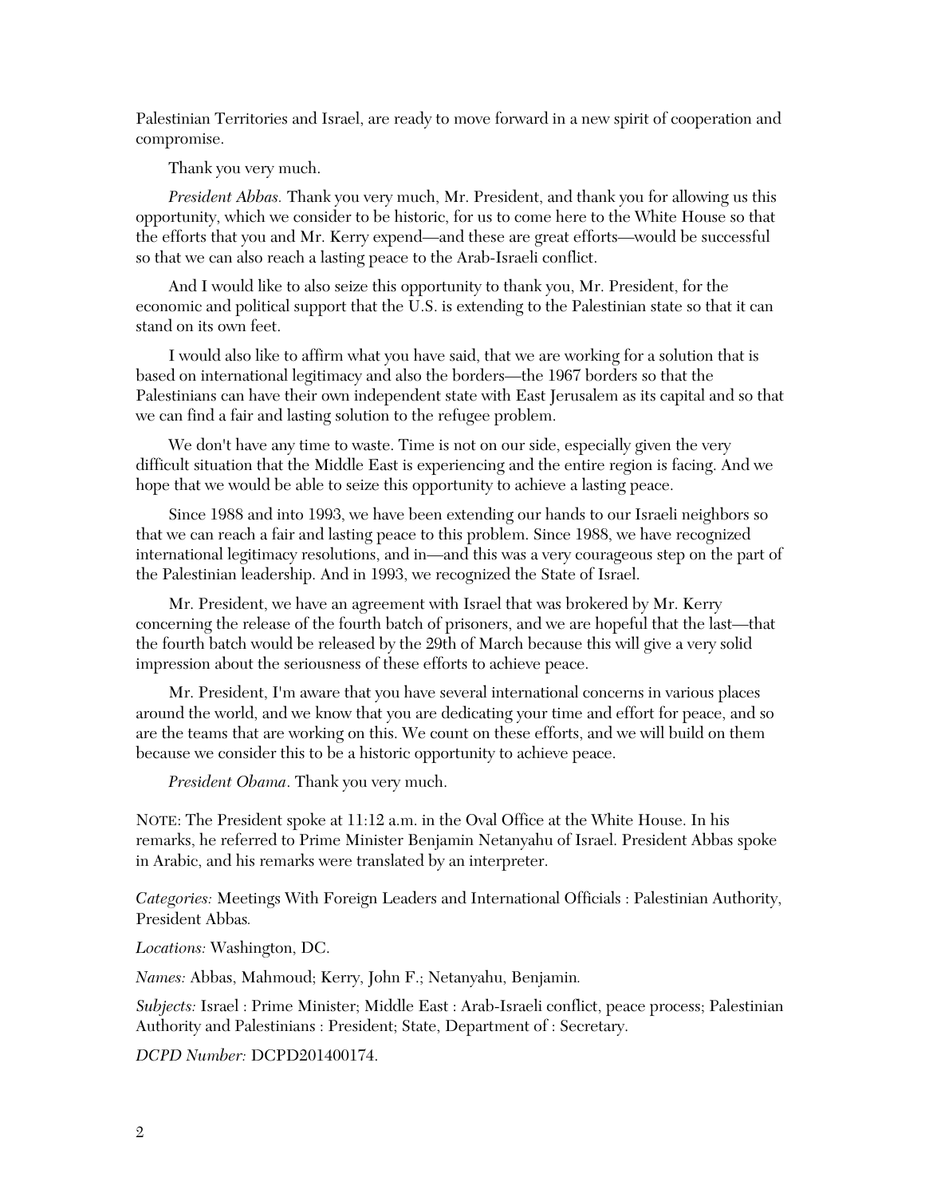Palestinian Territories and Israel, are ready to move forward in a new spirit of cooperation and compromise.

Thank you very much.

*President Abbas.* Thank you very much, Mr. President, and thank you for allowing us this opportunity, which we consider to be historic, for us to come here to the White House so that the efforts that you and Mr. Kerry expend—and these are great efforts—would be successful so that we can also reach a lasting peace to the Arab-Israeli conflict.

And I would like to also seize this opportunity to thank you, Mr. President, for the economic and political support that the U.S. is extending to the Palestinian state so that it can stand on its own feet.

I would also like to affirm what you have said, that we are working for a solution that is based on international legitimacy and also the borders—the 1967 borders so that the Palestinians can have their own independent state with East Jerusalem as its capital and so that we can find a fair and lasting solution to the refugee problem.

We don't have any time to waste. Time is not on our side, especially given the very difficult situation that the Middle East is experiencing and the entire region is facing. And we hope that we would be able to seize this opportunity to achieve a lasting peace.

Since 1988 and into 1993, we have been extending our hands to our Israeli neighbors so that we can reach a fair and lasting peace to this problem. Since 1988, we have recognized international legitimacy resolutions, and in—and this was a very courageous step on the part of the Palestinian leadership. And in 1993, we recognized the State of Israel.

Mr. President, we have an agreement with Israel that was brokered by Mr. Kerry concerning the release of the fourth batch of prisoners, and we are hopeful that the last—that the fourth batch would be released by the 29th of March because this will give a very solid impression about the seriousness of these efforts to achieve peace.

Mr. President, I'm aware that you have several international concerns in various places around the world, and we know that you are dedicating your time and effort for peace, and so are the teams that are working on this. We count on these efforts, and we will build on them because we consider this to be a historic opportunity to achieve peace.

*President Obama.* Thank you very much.

NOTE: The President spoke at 11:12 a.m. in the Oval Office at the White House. In his remarks, he referred to Prime Minister Benjamin Netanyahu of Israel. President Abbas spoke in Arabic, and his remarks were translated by an interpreter.

*Categories:* Meetings With Foreign Leaders and International Officials : Palestinian Authority, President Abbas.

*Locations:* Washington, DC.

*Names:* Abbas, Mahmoud; Kerry, John F.; Netanyahu, Benjamin.

*Subjects:* Israel : Prime Minister; Middle East : Arab-Israeli conflict, peace process; Palestinian Authority and Palestinians : President; State, Department of : Secretary.

*DCPD Number:* DCPD201400174.